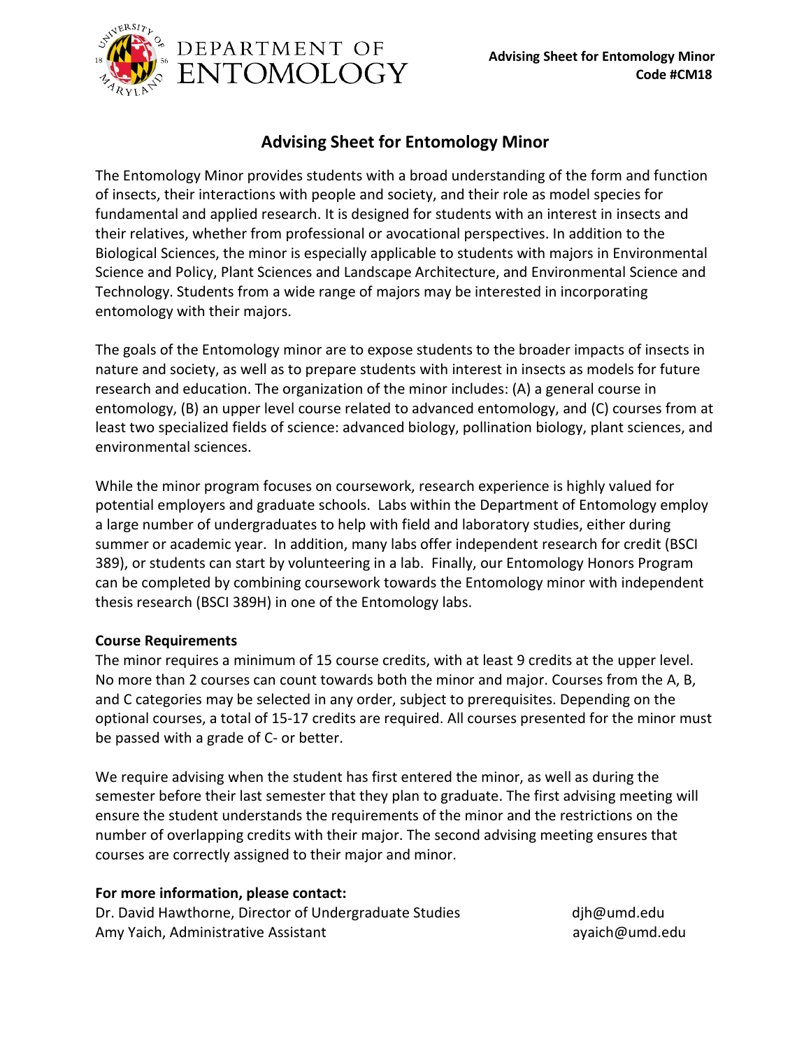DEPARTMENT OF ENTOMOLOGY

**Advising Sheet for Entomology Minor**
**Code #CM18**

# Advising Sheet for Entomology Minor

The Entomology Minor provides students with a broad understanding of the form and function of insects, their interactions with people and society, and their role as model species for fundamental and applied research. It is designed for students with an interest in insects and their relatives, whether from professional or avocational perspectives. In addition to the Biological Sciences, the minor is especially applicable to students with majors in Environmental Science and Policy, Plant Sciences and Landscape Architecture, and Environmental Science and Technology. Students from a wide range of majors may be interested in incorporating entomology with their majors.

The goals of the Entomology minor are to expose students to the broader impacts of insects in nature and society, as well as to prepare students with interest in insects as models for future research and education. The organization of the minor includes: (A) a general course in entomology, (B) an upper level course related to advanced entomology, and (C) courses from at least two specialized fields of science: advanced biology, pollination biology, plant sciences, and environmental sciences.

While the minor program focuses on coursework, research experience is highly valued for potential employers and graduate schools. Labs within the Department of Entomology employ a large number of undergraduates to help with field and laboratory studies, either during summer or academic year. In addition, many labs offer independent research for credit (BSCI 389), or students can start by volunteering in a lab. Finally, our Entomology Honors Program can be completed by combining coursework towards the Entomology minor with independent thesis research (BSCI 389H) in one of the Entomology labs.

**Course Requirements**

The minor requires a minimum of 15 course credits, with at least 9 credits at the upper level. No more than 2 courses can count towards both the minor and major. Courses from the A, B, and C categories may be selected in any order, subject to prerequisites. Depending on the optional courses, a total of 15-17 credits are required. All courses presented for the minor must be passed with a grade of C- or better.

We require advising when the student has first entered the minor, as well as during the semester before their last semester that they plan to graduate. The first advising meeting will ensure the student understands the requirements of the minor and the restrictions on the number of overlapping credits with their major. The second advising meeting ensures that courses are correctly assigned to their major and minor.

**For more information, please contact:**

Dr. David Hawthorne, Director of Undergraduate Studies — djh@umd.edu
Amy Yaich, Administrative Assistant — ayaich@umd.edu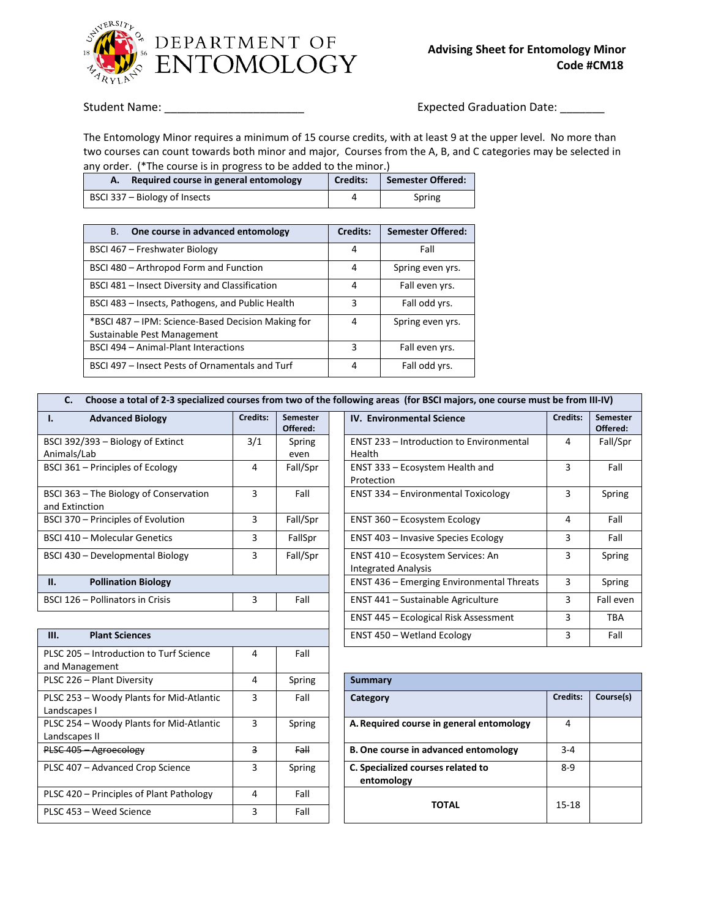DEPARTMENT OF ENTOMOLOGY

**Advising Sheet for Entomology Minor**
**Code #CM18**

Student Name: ______________________ Expected Graduation Date: _______

The Entomology Minor requires a minimum of 15 course credits, with at least 9 at the upper level. No more than two courses can count towards both minor and major, Courses from the A, B, and C categories may be selected in any order. (*The course is in progress to be added to the minor.)

| A. Required course in general entomology | Credits: | Semester Offered: |
|---|---|---|
| BSCI 337 – Biology of Insects | 4 | Spring |

| B. One course in advanced entomology | Credits: | Semester Offered: |
|---|---|---|
| BSCI 467 – Freshwater Biology | 4 | Fall |
| BSCI 480 – Arthropod Form and Function | 4 | Spring even yrs. |
| BSCI 481 – Insect Diversity and Classification | 4 | Fall even yrs. |
| BSCI 483 – Insects, Pathogens, and Public Health | 3 | Fall odd yrs. |
| *BSCI 487 – IPM: Science-Based Decision Making for Sustainable Pest Management | 4 | Spring even yrs. |
| BSCI 494 – Animal-Plant Interactions | 3 | Fall even yrs. |
| BSCI 497 – Insect Pests of Ornamentals and Turf | 4 | Fall odd yrs. |

**C. Choose a total of 2-3 specialized courses from two of the following areas (for BSCI majors, one course must be from III-IV)**

| I. Advanced Biology | Credits: | Semester Offered: |
|---|---|---|
| BSCI 392/393 – Biology of Extinct Animals/Lab | 3/1 | Spring even |
| BSCI 361 – Principles of Ecology | 4 | Fall/Spr |
| BSCI 363 – The Biology of Conservation and Extinction | 3 | Fall |
| BSCI 370 – Principles of Evolution | 3 | Fall/Spr |
| BSCI 410 – Molecular Genetics | 3 | FallSpr |
| BSCI 430 – Developmental Biology | 3 | Fall/Spr |

| II. Pollination Biology | Credits: | Semester Offered: |
|---|---|---|
| BSCI 126 – Pollinators in Crisis | 3 | Fall |

| III. Plant Sciences | Credits: | Semester Offered: |
|---|---|---|
| PLSC 205 – Introduction to Turf Science and Management | 4 | Fall |
| PLSC 226 – Plant Diversity | 4 | Spring |
| PLSC 253 – Woody Plants for Mid-Atlantic Landscapes I | 3 | Fall |
| PLSC 254 – Woody Plants for Mid-Atlantic Landscapes II | 3 | Spring |
| ~~PLSC 405 – Agroecology~~ | ~~3~~ | ~~Fall~~ |
| PLSC 407 – Advanced Crop Science | 3 | Spring |
| PLSC 420 – Principles of Plant Pathology | 4 | Fall |
| PLSC 453 – Weed Science | 3 | Fall |

| IV. Environmental Science | Credits: | Semester Offered: |
|---|---|---|
| ENST 233 – Introduction to Environmental Health | 4 | Fall/Spr |
| ENST 333 – Ecosystem Health and Protection | 3 | Fall |
| ENST 334 – Environmental Toxicology | 3 | Spring |
| ENST 360 – Ecosystem Ecology | 4 | Fall |
| ENST 403 – Invasive Species Ecology | 3 | Fall |
| ENST 410 – Ecosystem Services: An Integrated Analysis | 3 | Spring |
| ENST 436 – Emerging Environmental Threats | 3 | Spring |
| ENST 441 – Sustainable Agriculture | 3 | Fall even |
| ENST 445 – Ecological Risk Assessment | 3 | TBA |
| ENST 450 – Wetland Ecology | 3 | Fall |

**Summary**

| Category | Credits: | Course(s) |
|---|---|---|
| **A. Required course in general entomology** | 4 | |
| **B. One course in advanced entomology** | 3-4 | |
| **C. Specialized courses related to entomology** | 8-9 | |
| **TOTAL** | 15-18 | |